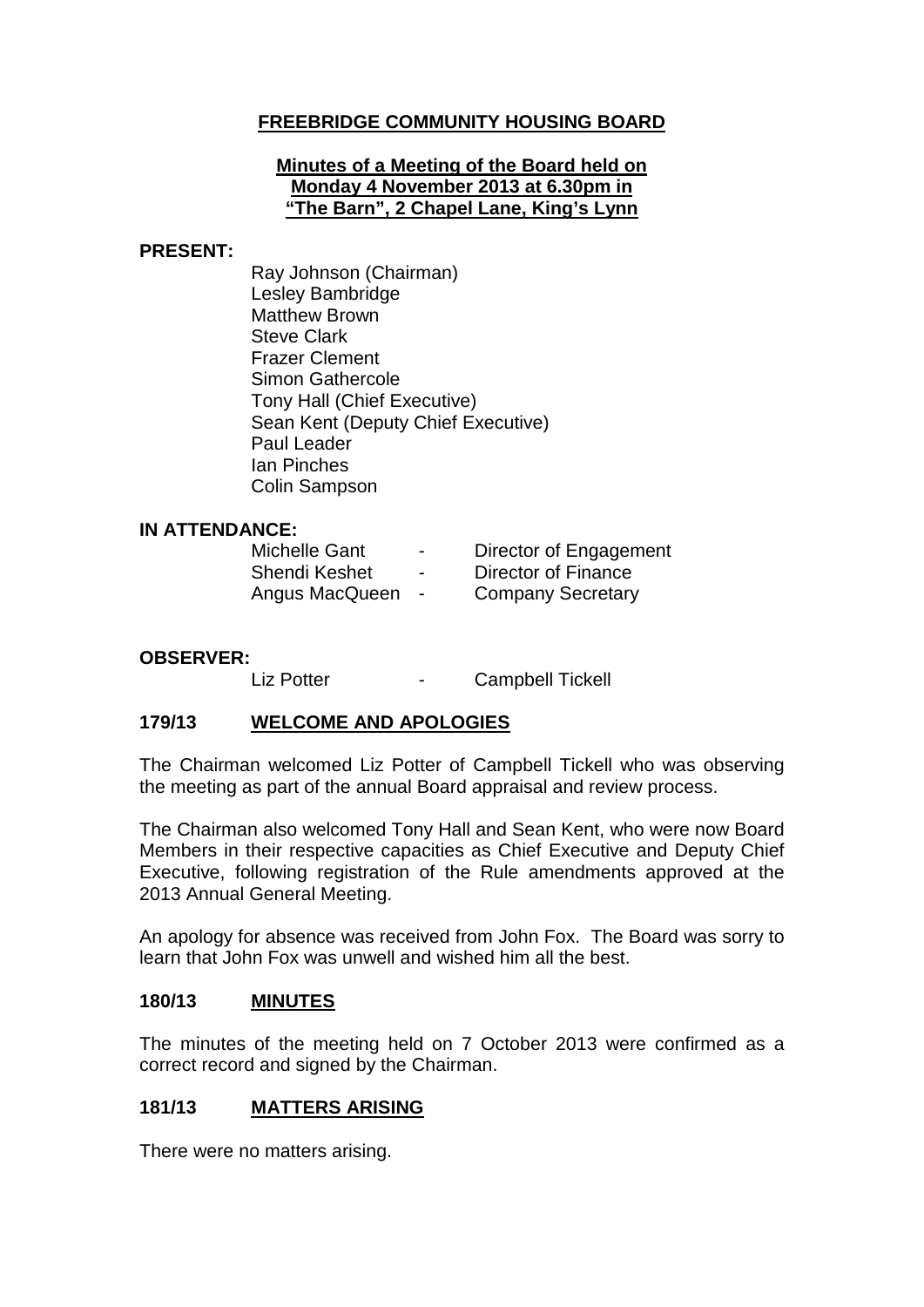# FREEBRIDGE COMMUNITY HOUSING BOARD

**Minutes of a Meeting of the Board held on Monday 4 November 2013 at 6.30pm in "The Barn", 2 Chapel Lane, King's Lynn**

**PRESENT:**

Ray Johnson (Chairman)
Lesley Bambridge
Matthew Brown
Steve Clark
Frazer Clement
Simon Gathercole
Tony Hall (Chief Executive)
Sean Kent (Deputy Chief Executive)
Paul Leader
Ian Pinches
Colin Sampson

**IN ATTENDANCE:**

| | | |
|---|---|---|
| Michelle Gant | - | Director of Engagement |
| Shendi Keshet | - | Director of Finance |
| Angus MacQueen | - | Company Secretary |

**OBSERVER:**

| | | |
|---|---|---|
| Liz Potter | - | Campbell Tickell |

## 179/13 WELCOME AND APOLOGIES

The Chairman welcomed Liz Potter of Campbell Tickell who was observing the meeting as part of the annual Board appraisal and review process.

The Chairman also welcomed Tony Hall and Sean Kent, who were now Board Members in their respective capacities as Chief Executive and Deputy Chief Executive, following registration of the Rule amendments approved at the 2013 Annual General Meeting.

An apology for absence was received from John Fox. The Board was sorry to learn that John Fox was unwell and wished him all the best.

## 180/13 MINUTES

The minutes of the meeting held on 7 October 2013 were confirmed as a correct record and signed by the Chairman.

## 181/13 MATTERS ARISING

There were no matters arising.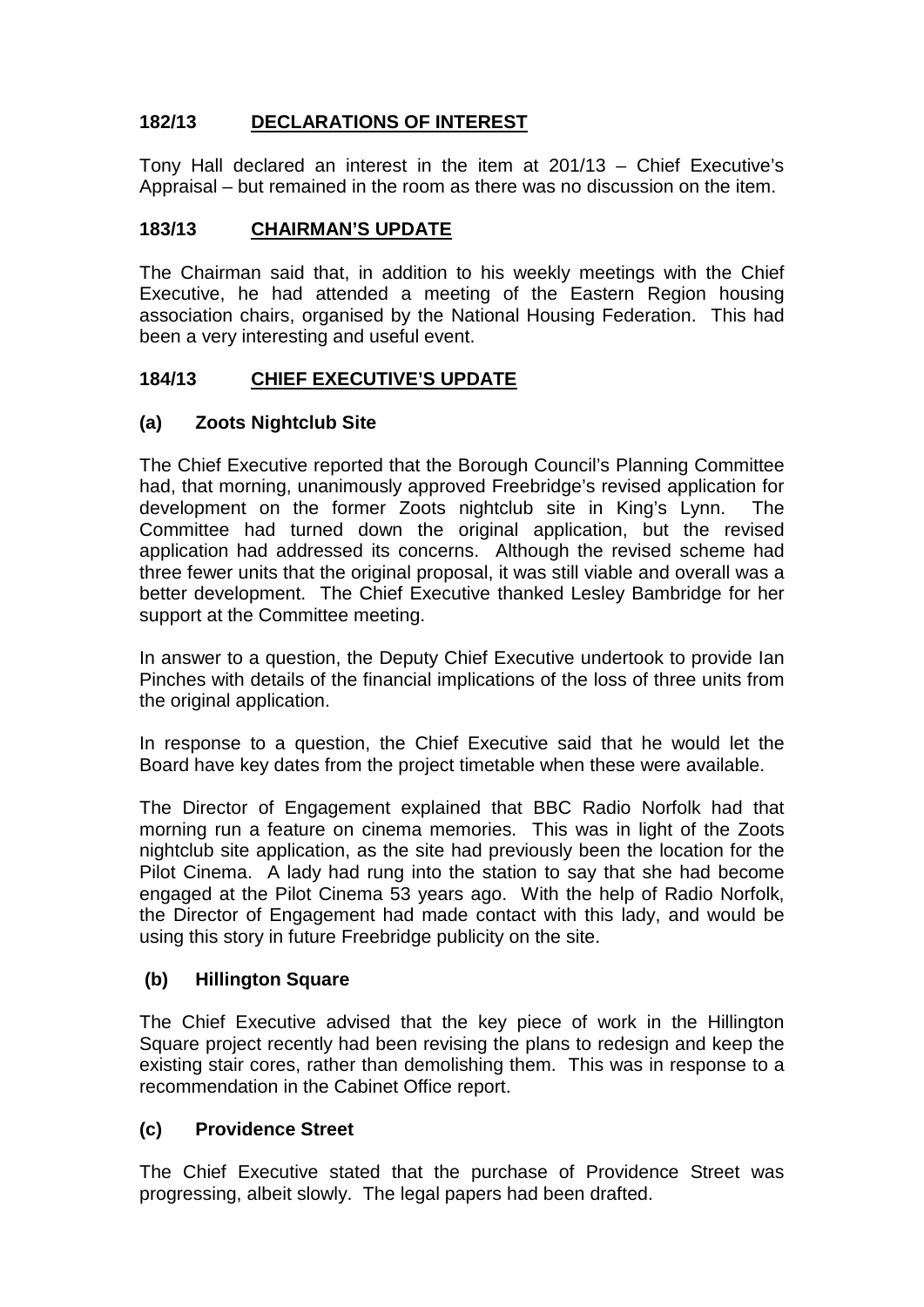## 182/13 DECLARATIONS OF INTEREST

Tony Hall declared an interest in the item at 201/13 – Chief Executive's Appraisal – but remained in the room as there was no discussion on the item.

## 183/13 CHAIRMAN'S UPDATE

The Chairman said that, in addition to his weekly meetings with the Chief Executive, he had attended a meeting of the Eastern Region housing association chairs, organised by the National Housing Federation. This had been a very interesting and useful event.

## 184/13 CHIEF EXECUTIVE'S UPDATE

### (a) Zoots Nightclub Site

The Chief Executive reported that the Borough Council's Planning Committee had, that morning, unanimously approved Freebridge's revised application for development on the former Zoots nightclub site in King's Lynn. The Committee had turned down the original application, but the revised application had addressed its concerns. Although the revised scheme had three fewer units that the original proposal, it was still viable and overall was a better development. The Chief Executive thanked Lesley Bambridge for her support at the Committee meeting.

In answer to a question, the Deputy Chief Executive undertook to provide Ian Pinches with details of the financial implications of the loss of three units from the original application.

In response to a question, the Chief Executive said that he would let the Board have key dates from the project timetable when these were available.

The Director of Engagement explained that BBC Radio Norfolk had that morning run a feature on cinema memories. This was in light of the Zoots nightclub site application, as the site had previously been the location for the Pilot Cinema. A lady had rung into the station to say that she had become engaged at the Pilot Cinema 53 years ago. With the help of Radio Norfolk, the Director of Engagement had made contact with this lady, and would be using this story in future Freebridge publicity on the site.

### (b) Hillington Square

The Chief Executive advised that the key piece of work in the Hillington Square project recently had been revising the plans to redesign and keep the existing stair cores, rather than demolishing them. This was in response to a recommendation in the Cabinet Office report.

### (c) Providence Street

The Chief Executive stated that the purchase of Providence Street was progressing, albeit slowly. The legal papers had been drafted.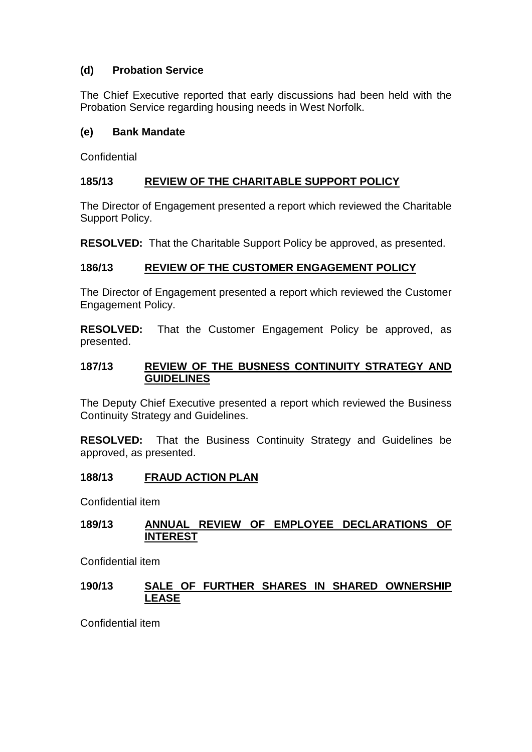### (d) Probation Service

The Chief Executive reported that early discussions had been held with the Probation Service regarding housing needs in West Norfolk.

### (e) Bank Mandate

Confidential

## 185/13 REVIEW OF THE CHARITABLE SUPPORT POLICY

The Director of Engagement presented a report which reviewed the Charitable Support Policy.

**RESOLVED:** That the Charitable Support Policy be approved, as presented.

## 186/13 REVIEW OF THE CUSTOMER ENGAGEMENT POLICY

The Director of Engagement presented a report which reviewed the Customer Engagement Policy.

**RESOLVED:** That the Customer Engagement Policy be approved, as presented.

## 187/13 REVIEW OF THE BUSNESS CONTINUITY STRATEGY AND GUIDELINES

The Deputy Chief Executive presented a report which reviewed the Business Continuity Strategy and Guidelines.

**RESOLVED:** That the Business Continuity Strategy and Guidelines be approved, as presented.

## 188/13 FRAUD ACTION PLAN

Confidential item

## 189/13 ANNUAL REVIEW OF EMPLOYEE DECLARATIONS OF INTEREST

Confidential item

## 190/13 SALE OF FURTHER SHARES IN SHARED OWNERSHIP LEASE

Confidential item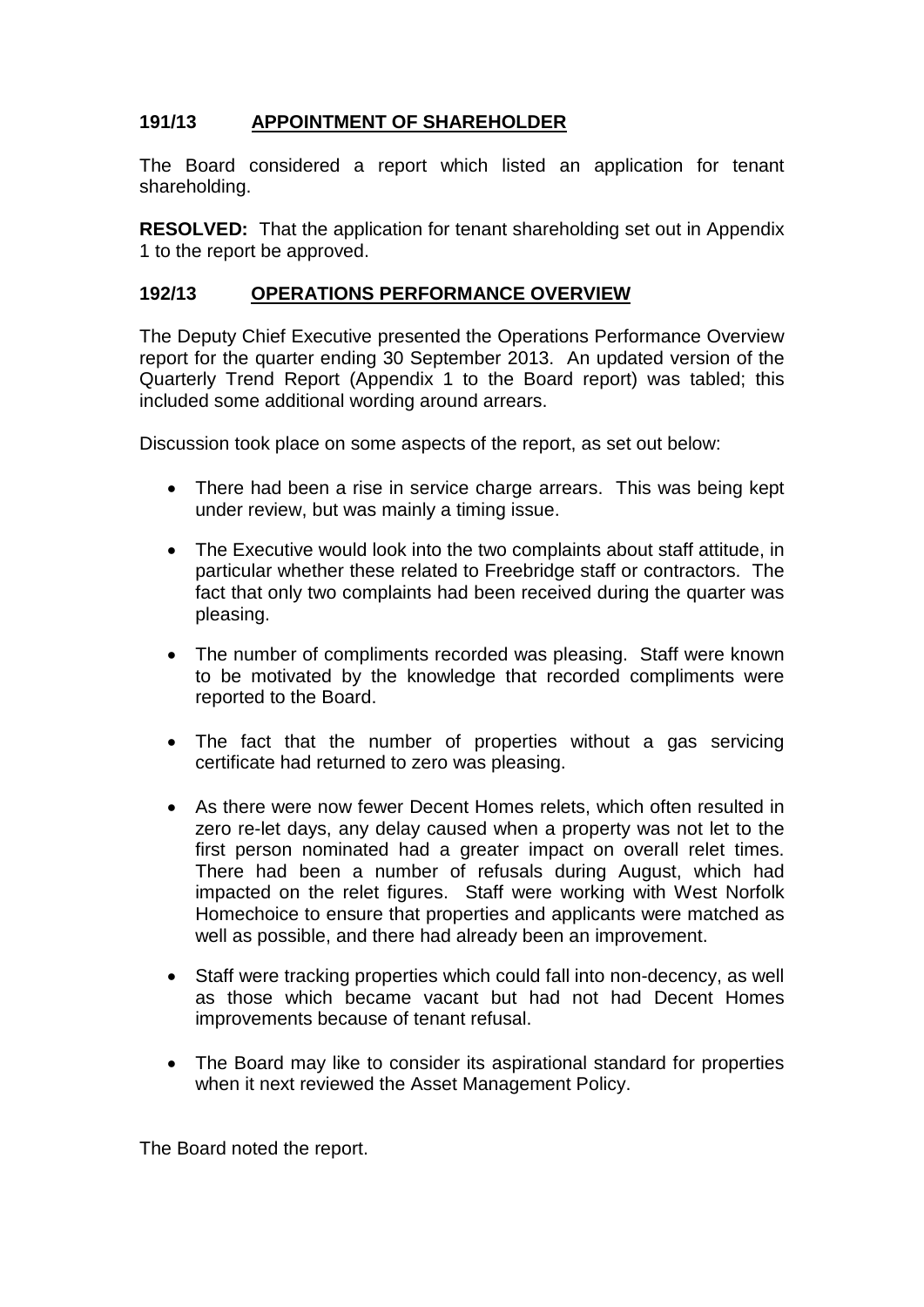## 191/13 APPOINTMENT OF SHAREHOLDER

The Board considered a report which listed an application for tenant shareholding.

**RESOLVED:** That the application for tenant shareholding set out in Appendix 1 to the report be approved.

## 192/13 OPERATIONS PERFORMANCE OVERVIEW

The Deputy Chief Executive presented the Operations Performance Overview report for the quarter ending 30 September 2013. An updated version of the Quarterly Trend Report (Appendix 1 to the Board report) was tabled; this included some additional wording around arrears.

Discussion took place on some aspects of the report, as set out below:

- There had been a rise in service charge arrears. This was being kept under review, but was mainly a timing issue.
- The Executive would look into the two complaints about staff attitude, in particular whether these related to Freebridge staff or contractors. The fact that only two complaints had been received during the quarter was pleasing.
- The number of compliments recorded was pleasing. Staff were known to be motivated by the knowledge that recorded compliments were reported to the Board.
- The fact that the number of properties without a gas servicing certificate had returned to zero was pleasing.
- As there were now fewer Decent Homes relets, which often resulted in zero re-let days, any delay caused when a property was not let to the first person nominated had a greater impact on overall relet times. There had been a number of refusals during August, which had impacted on the relet figures. Staff were working with West Norfolk Homechoice to ensure that properties and applicants were matched as well as possible, and there had already been an improvement.
- Staff were tracking properties which could fall into non-decency, as well as those which became vacant but had not had Decent Homes improvements because of tenant refusal.
- The Board may like to consider its aspirational standard for properties when it next reviewed the Asset Management Policy.

The Board noted the report.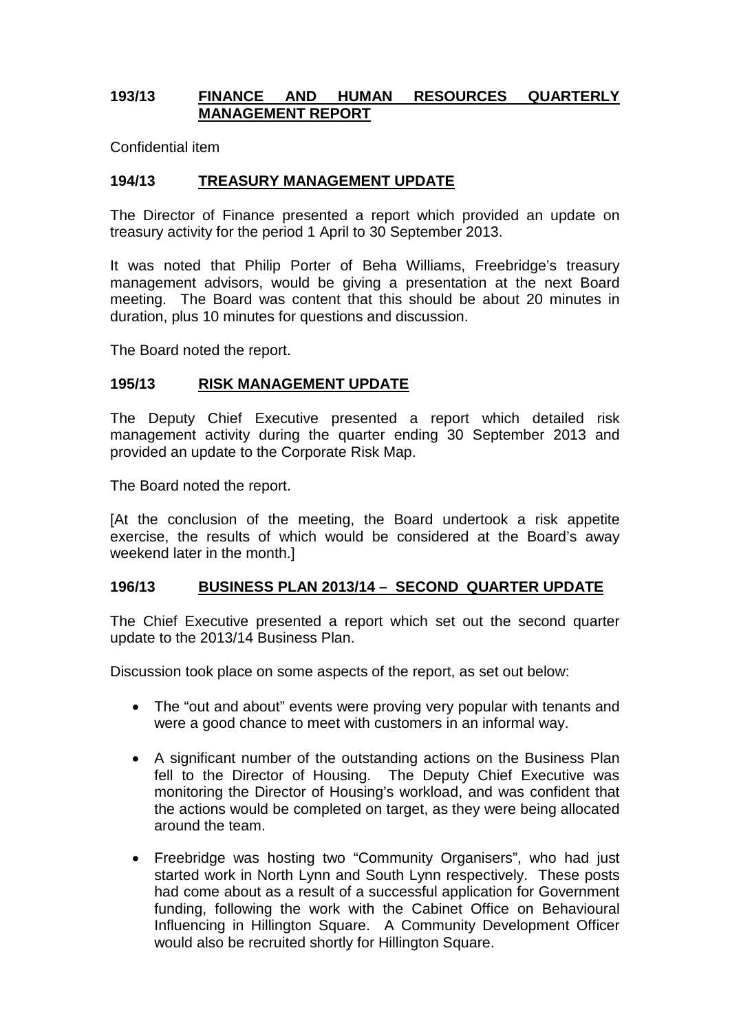## 193/13 FINANCE AND HUMAN RESOURCES QUARTERLY MANAGEMENT REPORT

Confidential item

## 194/13 TREASURY MANAGEMENT UPDATE

The Director of Finance presented a report which provided an update on treasury activity for the period 1 April to 30 September 2013.

It was noted that Philip Porter of Beha Williams, Freebridge's treasury management advisors, would be giving a presentation at the next Board meeting. The Board was content that this should be about 20 minutes in duration, plus 10 minutes for questions and discussion.

The Board noted the report.

## 195/13 RISK MANAGEMENT UPDATE

The Deputy Chief Executive presented a report which detailed risk management activity during the quarter ending 30 September 2013 and provided an update to the Corporate Risk Map.

The Board noted the report.

[At the conclusion of the meeting, the Board undertook a risk appetite exercise, the results of which would be considered at the Board's away weekend later in the month.]

## 196/13 BUSINESS PLAN 2013/14 – SECOND QUARTER UPDATE

The Chief Executive presented a report which set out the second quarter update to the 2013/14 Business Plan.

Discussion took place on some aspects of the report, as set out below:

- The "out and about" events were proving very popular with tenants and were a good chance to meet with customers in an informal way.
- A significant number of the outstanding actions on the Business Plan fell to the Director of Housing. The Deputy Chief Executive was monitoring the Director of Housing's workload, and was confident that the actions would be completed on target, as they were being allocated around the team.
- Freebridge was hosting two "Community Organisers", who had just started work in North Lynn and South Lynn respectively. These posts had come about as a result of a successful application for Government funding, following the work with the Cabinet Office on Behavioural Influencing in Hillington Square. A Community Development Officer would also be recruited shortly for Hillington Square.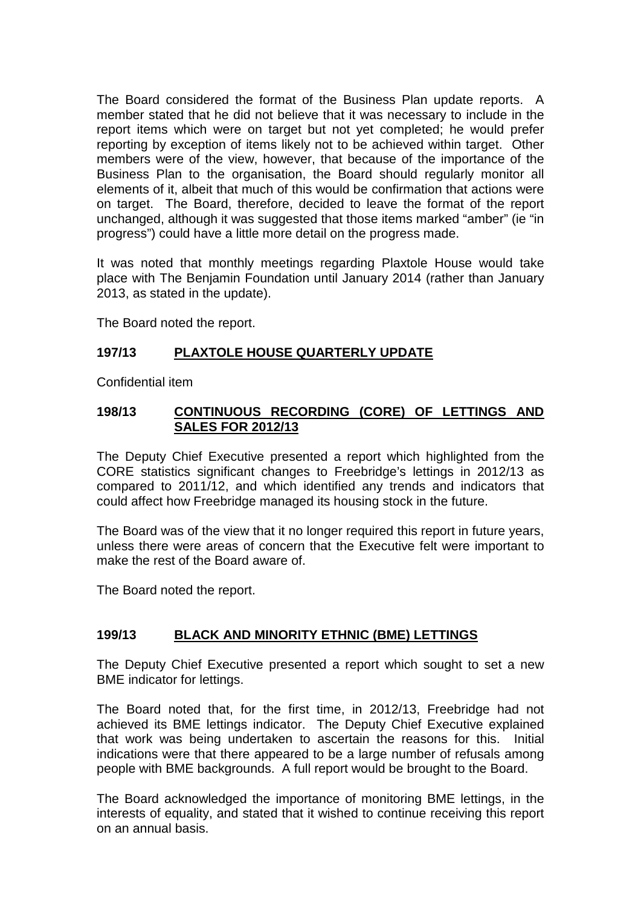The Board considered the format of the Business Plan update reports. A member stated that he did not believe that it was necessary to include in the report items which were on target but not yet completed; he would prefer reporting by exception of items likely not to be achieved within target. Other members were of the view, however, that because of the importance of the Business Plan to the organisation, the Board should regularly monitor all elements of it, albeit that much of this would be confirmation that actions were on target. The Board, therefore, decided to leave the format of the report unchanged, although it was suggested that those items marked "amber" (ie "in progress") could have a little more detail on the progress made.

It was noted that monthly meetings regarding Plaxtole House would take place with The Benjamin Foundation until January 2014 (rather than January 2013, as stated in the update).

The Board noted the report.

## 197/13 PLAXTOLE HOUSE QUARTERLY UPDATE

Confidential item

## 198/13 CONTINUOUS RECORDING (CORE) OF LETTINGS AND SALES FOR 2012/13

The Deputy Chief Executive presented a report which highlighted from the CORE statistics significant changes to Freebridge's lettings in 2012/13 as compared to 2011/12, and which identified any trends and indicators that could affect how Freebridge managed its housing stock in the future.

The Board was of the view that it no longer required this report in future years, unless there were areas of concern that the Executive felt were important to make the rest of the Board aware of.

The Board noted the report.

## 199/13 BLACK AND MINORITY ETHNIC (BME) LETTINGS

The Deputy Chief Executive presented a report which sought to set a new BME indicator for lettings.

The Board noted that, for the first time, in 2012/13, Freebridge had not achieved its BME lettings indicator. The Deputy Chief Executive explained that work was being undertaken to ascertain the reasons for this. Initial indications were that there appeared to be a large number of refusals among people with BME backgrounds. A full report would be brought to the Board.

The Board acknowledged the importance of monitoring BME lettings, in the interests of equality, and stated that it wished to continue receiving this report on an annual basis.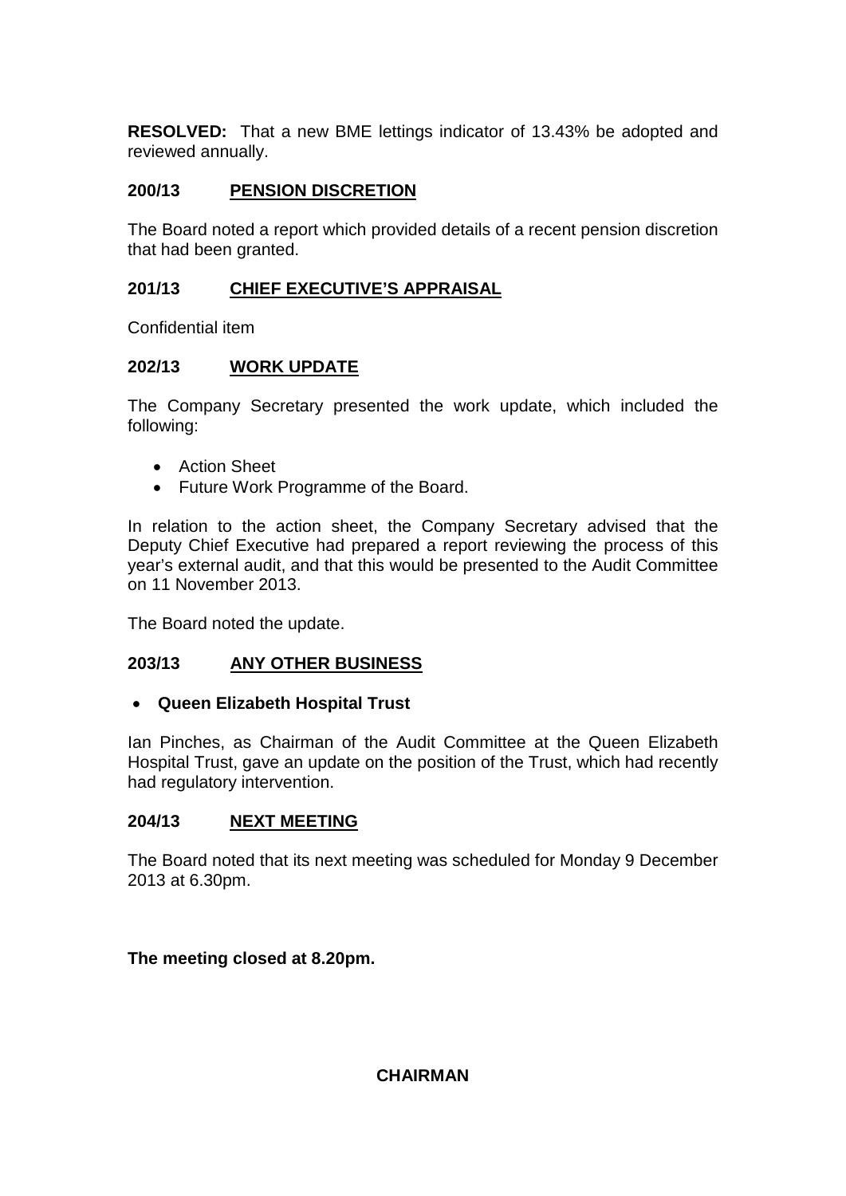**RESOLVED:** That a new BME lettings indicator of 13.43% be adopted and reviewed annually.

## 200/13 PENSION DISCRETION

The Board noted a report which provided details of a recent pension discretion that had been granted.

## 201/13 CHIEF EXECUTIVE'S APPRAISAL

Confidential item

## 202/13 WORK UPDATE

The Company Secretary presented the work update, which included the following:

- Action Sheet
- Future Work Programme of the Board.

In relation to the action sheet, the Company Secretary advised that the Deputy Chief Executive had prepared a report reviewing the process of this year's external audit, and that this would be presented to the Audit Committee on 11 November 2013.

The Board noted the update.

## 203/13 ANY OTHER BUSINESS

- **Queen Elizabeth Hospital Trust**

Ian Pinches, as Chairman of the Audit Committee at the Queen Elizabeth Hospital Trust, gave an update on the position of the Trust, which had recently had regulatory intervention.

## 204/13 NEXT MEETING

The Board noted that its next meeting was scheduled for Monday 9 December 2013 at 6.30pm.

**The meeting closed at 8.20pm.**

**CHAIRMAN**